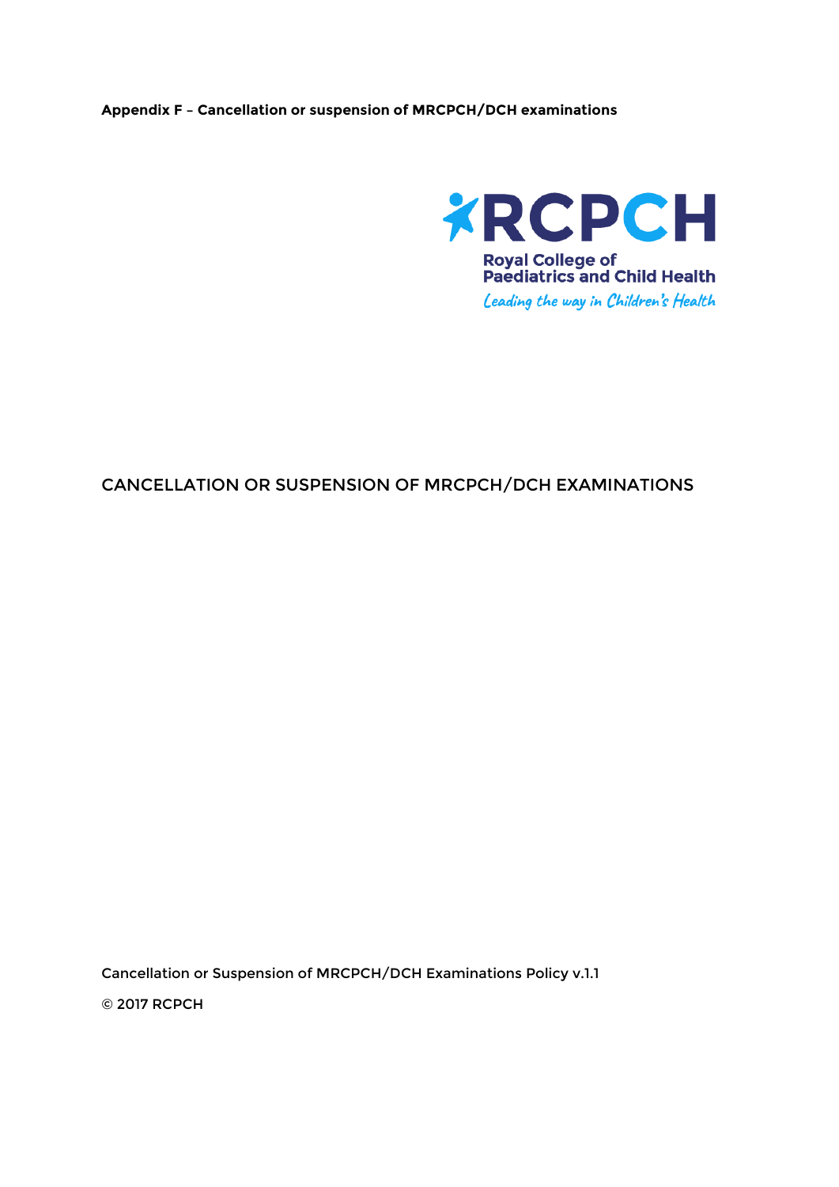**Appendix F – Cancellation or suspension of MRCPCH/DCH examinations**

Royal College of Paediatrics and Child Health

*Leading the way in Children's Health*

# CANCELLATION OR SUSPENSION OF MRCPCH/DCH EXAMINATIONS

Cancellation or Suspension of MRCPCH/DCH Examinations Policy v.1.1

© 2017 RCPCH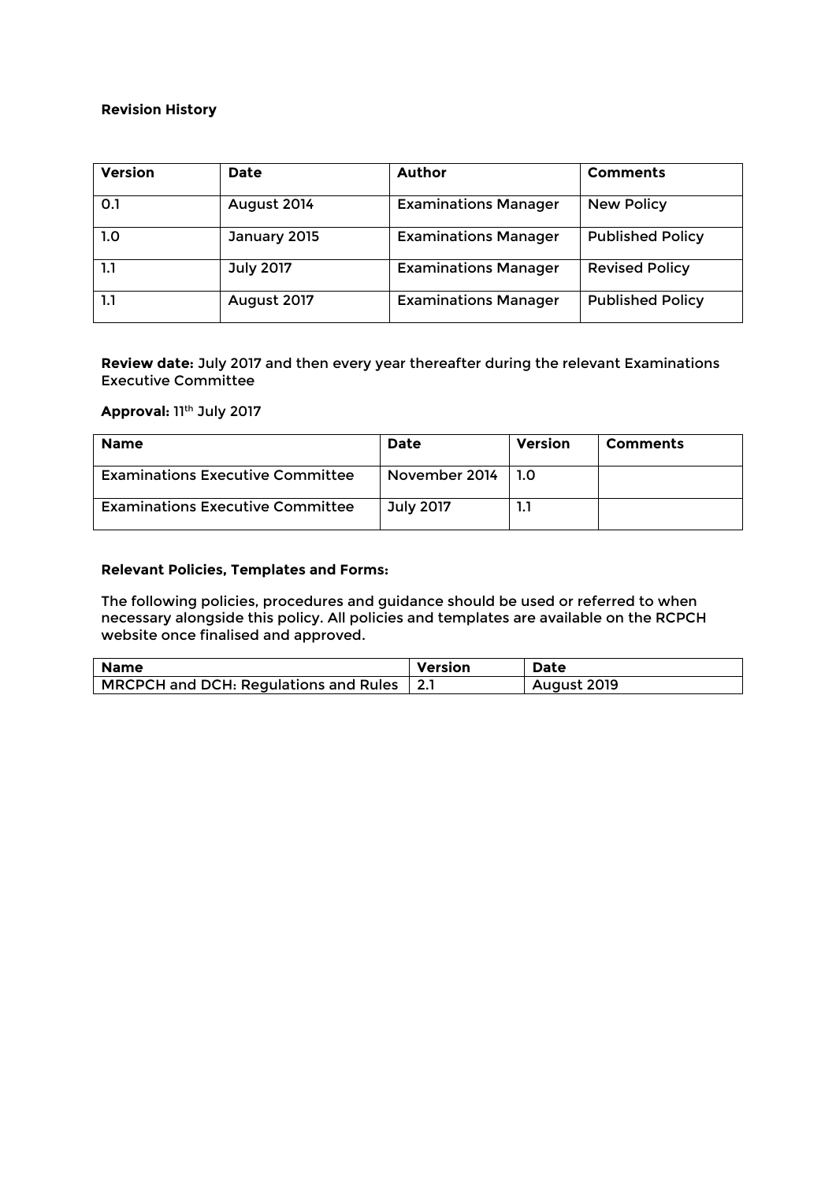**Revision History**

| Version | Date | Author | Comments |
| --- | --- | --- | --- |
| 0.1 | August 2014 | Examinations Manager | New Policy |
| 1.0 | January 2015 | Examinations Manager | Published Policy |
| 1.1 | July 2017 | Examinations Manager | Revised Policy |
| 1.1 | August 2017 | Examinations Manager | Published Policy |

**Review date:** July 2017 and then every year thereafter during the relevant Examinations Executive Committee

**Approval:** 11th July 2017

| Name | Date | Version | Comments |
| --- | --- | --- | --- |
| Examinations Executive Committee | November 2014 | 1.0 | |
| Examinations Executive Committee | July 2017 | 1.1 | |

**Relevant Policies, Templates and Forms:**

The following policies, procedures and guidance should be used or referred to when necessary alongside this policy. All policies and templates are available on the RCPCH website once finalised and approved.

| Name | Version | Date |
| --- | --- | --- |
| MRCPCH and DCH: Regulations and Rules | 2.1 | August 2019 |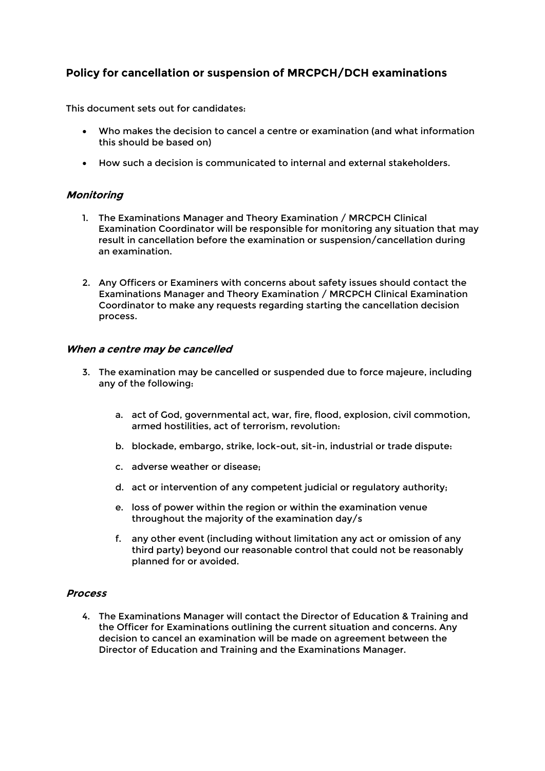## Policy for cancellation or suspension of MRCPCH/DCH examinations

This document sets out for candidates:

- Who makes the decision to cancel a centre or examination (and what information this should be based on)
- How such a decision is communicated to internal and external stakeholders.

### *Monitoring*

1. The Examinations Manager and Theory Examination / MRCPCH Clinical Examination Coordinator will be responsible for monitoring any situation that may result in cancellation before the examination or suspension/cancellation during an examination.

2. Any Officers or Examiners with concerns about safety issues should contact the Examinations Manager and Theory Examination / MRCPCH Clinical Examination Coordinator to make any requests regarding starting the cancellation decision process.

### *When a centre may be cancelled*

3. The examination may be cancelled or suspended due to force majeure, including any of the following:

    a. act of God, governmental act, war, fire, flood, explosion, civil commotion, armed hostilities, act of terrorism, revolution:

    b. blockade, embargo, strike, lock-out, sit-in, industrial or trade dispute:

    c. adverse weather or disease;

    d. act or intervention of any competent judicial or regulatory authority;

    e. loss of power within the region or within the examination venue throughout the majority of the examination day/s

    f. any other event (including without limitation any act or omission of any third party) beyond our reasonable control that could not be reasonably planned for or avoided.

### *Process*

4. The Examinations Manager will contact the Director of Education & Training and the Officer for Examinations outlining the current situation and concerns. Any decision to cancel an examination will be made on agreement between the Director of Education and Training and the Examinations Manager.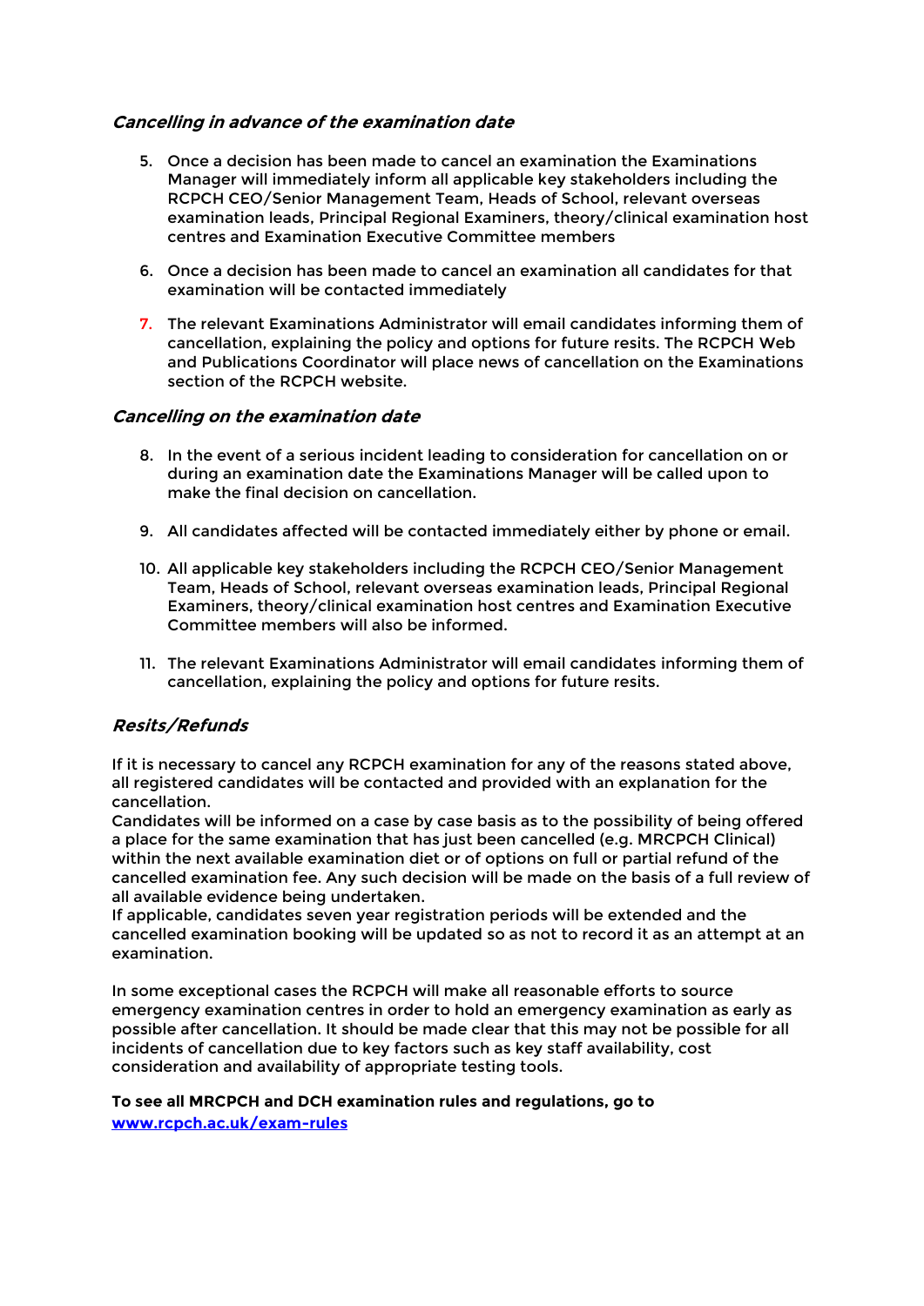### *Cancelling in advance of the examination date*

5. Once a decision has been made to cancel an examination the Examinations Manager will immediately inform all applicable key stakeholders including the RCPCH CEO/Senior Management Team, Heads of School, relevant overseas examination leads, Principal Regional Examiners, theory/clinical examination host centres and Examination Executive Committee members

6. Once a decision has been made to cancel an examination all candidates for that examination will be contacted immediately

7. The relevant Examinations Administrator will email candidates informing them of cancellation, explaining the policy and options for future resits. The RCPCH Web and Publications Coordinator will place news of cancellation on the Examinations section of the RCPCH website.

### *Cancelling on the examination date*

8. In the event of a serious incident leading to consideration for cancellation on or during an examination date the Examinations Manager will be called upon to make the final decision on cancellation.

9. All candidates affected will be contacted immediately either by phone or email.

10. All applicable key stakeholders including the RCPCH CEO/Senior Management Team, Heads of School, relevant overseas examination leads, Principal Regional Examiners, theory/clinical examination host centres and Examination Executive Committee members will also be informed.

11. The relevant Examinations Administrator will email candidates informing them of cancellation, explaining the policy and options for future resits.

### *Resits/Refunds*

If it is necessary to cancel any RCPCH examination for any of the reasons stated above, all registered candidates will be contacted and provided with an explanation for the cancellation.
Candidates will be informed on a case by case basis as to the possibility of being offered a place for the same examination that has just been cancelled (e.g. MRCPCH Clinical) within the next available examination diet or of options on full or partial refund of the cancelled examination fee. Any such decision will be made on the basis of a full review of all available evidence being undertaken.
If applicable, candidates seven year registration periods will be extended and the cancelled examination booking will be updated so as not to record it as an attempt at an examination.

In some exceptional cases the RCPCH will make all reasonable efforts to source emergency examination centres in order to hold an emergency examination as early as possible after cancellation. It should be made clear that this may not be possible for all incidents of cancellation due to key factors such as key staff availability, cost consideration and availability of appropriate testing tools.

**To see all MRCPCH and DCH examination rules and regulations, go to**
**[www.rcpch.ac.uk/exam-rules](http://www.rcpch.ac.uk/exam-rules)**